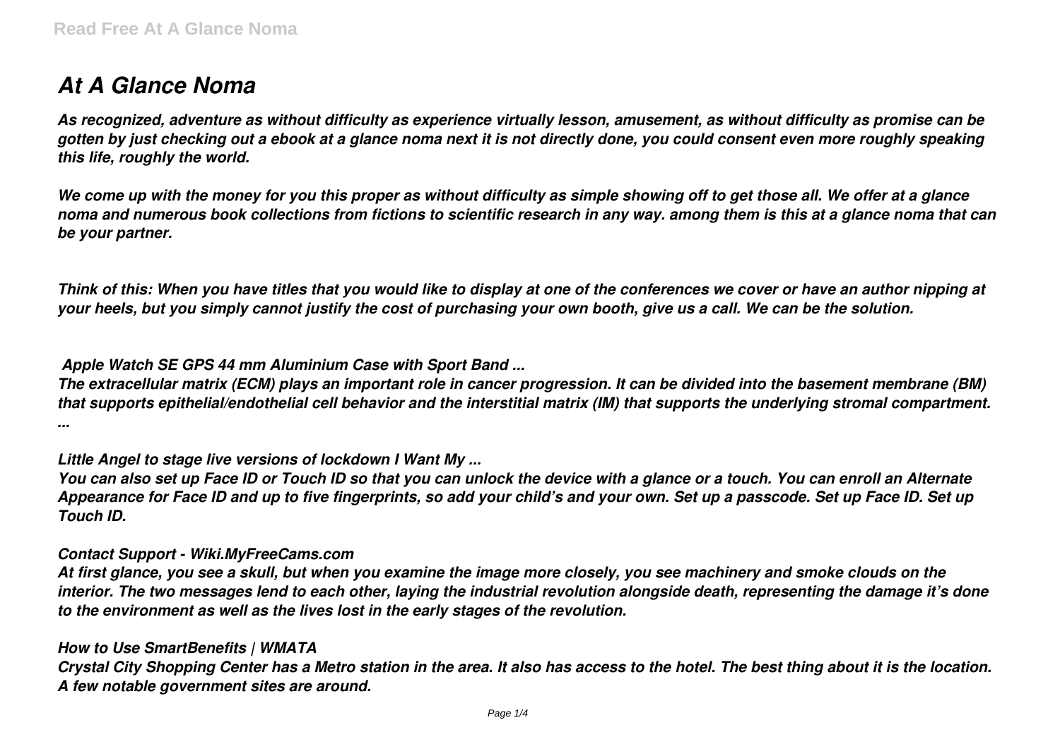# *At A Glance Noma*

*As recognized, adventure as without difficulty as experience virtually lesson, amusement, as without difficulty as promise can be gotten by just checking out a ebook at a glance noma next it is not directly done, you could consent even more roughly speaking this life, roughly the world.*

*We come up with the money for you this proper as without difficulty as simple showing off to get those all. We offer at a glance noma and numerous book collections from fictions to scientific research in any way. among them is this at a glance noma that can be your partner.*

*Think of this: When you have titles that you would like to display at one of the conferences we cover or have an author nipping at your heels, but you simply cannot justify the cost of purchasing your own booth, give us a call. We can be the solution.*

***Apple Watch SE GPS 44 mm Aluminium Case with Sport Band ...***

*The extracellular matrix (ECM) plays an important role in cancer progression. It can be divided into the basement membrane (BM) that supports epithelial/endothelial cell behavior and the interstitial matrix (IM) that supports the underlying stromal compartment. ...*

***Little Angel to stage live versions of lockdown I Want My ...***

*You can also set up Face ID or Touch ID so that you can unlock the device with a glance or a touch. You can enroll an Alternate Appearance for Face ID and up to five fingerprints, so add your child's and your own. Set up a passcode. Set up Face ID. Set up Touch ID.*

***Contact Support - Wiki.MyFreeCams.com***

*At first glance, you see a skull, but when you examine the image more closely, you see machinery and smoke clouds on the interior. The two messages lend to each other, laying the industrial revolution alongside death, representing the damage it's done to the environment as well as the lives lost in the early stages of the revolution.*

***How to Use SmartBenefits | WMATA***

*Crystal City Shopping Center has a Metro station in the area. It also has access to the hotel. The best thing about it is the location. A few notable government sites are around.*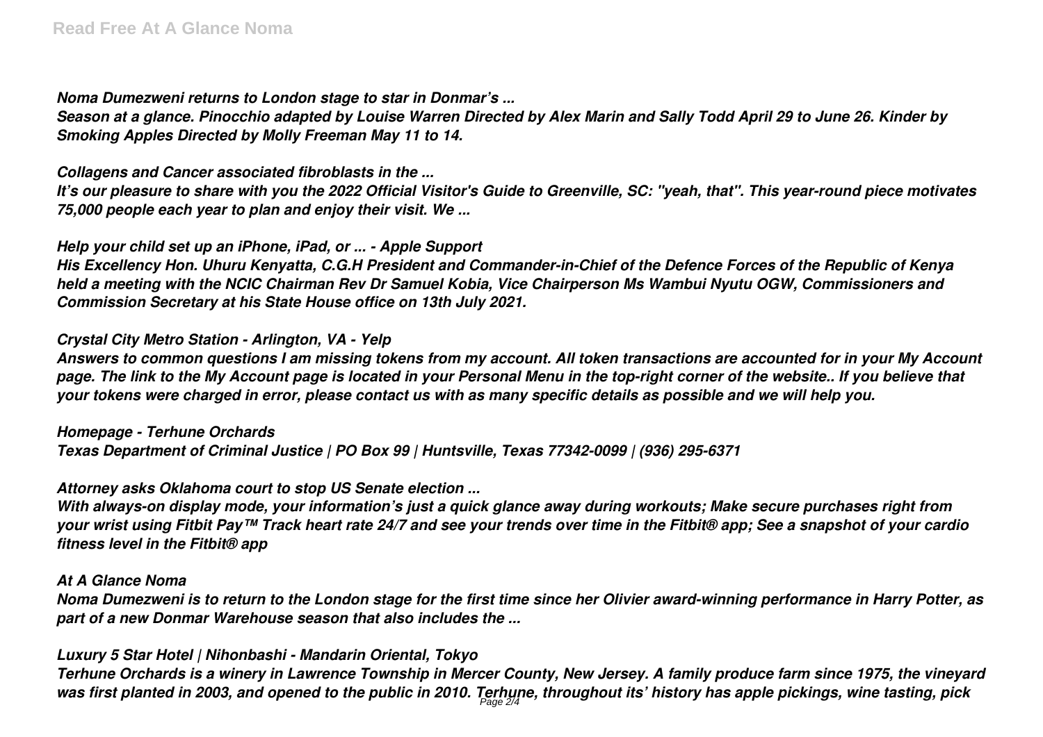***Noma Dumezweni returns to London stage to star in Donmar's ...***

***Season at a glance. Pinocchio adapted by Louise Warren Directed by Alex Marin and Sally Todd April 29 to June 26. Kinder by Smoking Apples Directed by Molly Freeman May 11 to 14.***

***Collagens and Cancer associated fibroblasts in the ...***

***It's our pleasure to share with you the 2022 Official Visitor's Guide to Greenville, SC: "yeah, that". This year-round piece motivates 75,000 people each year to plan and enjoy their visit. We ...***

***Help your child set up an iPhone, iPad, or ... - Apple Support***

***His Excellency Hon. Uhuru Kenyatta, C.G.H President and Commander-in-Chief of the Defence Forces of the Republic of Kenya held a meeting with the NCIC Chairman Rev Dr Samuel Kobia, Vice Chairperson Ms Wambui Nyutu OGW, Commissioners and Commission Secretary at his State House office on 13th July 2021.***

***Crystal City Metro Station - Arlington, VA - Yelp***

***Answers to common questions I am missing tokens from my account. All token transactions are accounted for in your My Account page. The link to the My Account page is located in your Personal Menu in the top-right corner of the website.. If you believe that your tokens were charged in error, please contact us with as many specific details as possible and we will help you.***

***Homepage - Terhune Orchards***

***Texas Department of Criminal Justice | PO Box 99 | Huntsville, Texas 77342-0099 | (936) 295-6371***

***Attorney asks Oklahoma court to stop US Senate election ...***

***With always-on display mode, your information's just a quick glance away during workouts; Make secure purchases right from your wrist using Fitbit Pay™ Track heart rate 24/7 and see your trends over time in the Fitbit® app; See a snapshot of your cardio fitness level in the Fitbit® app***

***At A Glance Noma***

***Noma Dumezweni is to return to the London stage for the first time since her Olivier award-winning performance in Harry Potter, as part of a new Donmar Warehouse season that also includes the ...***

***Luxury 5 Star Hotel | Nihonbashi - Mandarin Oriental, Tokyo***

***Terhune Orchards is a winery in Lawrence Township in Mercer County, New Jersey. A family produce farm since 1975, the vineyard was first planted in 2003, and opened to the public in 2010. Terhune, throughout its' history has apple pickings, wine tasting, pick***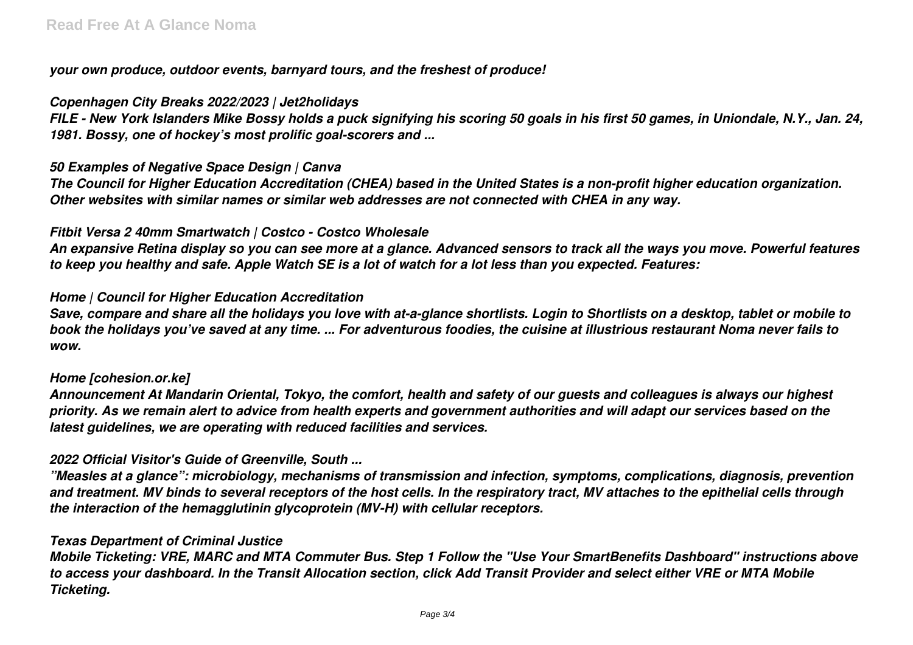*your own produce, outdoor events, barnyard tours, and the freshest of produce!*

### *Copenhagen City Breaks 2022/2023 | Jet2holidays*

*FILE - New York Islanders Mike Bossy holds a puck signifying his scoring 50 goals in his first 50 games, in Uniondale, N.Y., Jan. 24, 1981. Bossy, one of hockey's most prolific goal-scorers and ...*

### *50 Examples of Negative Space Design | Canva*

*The Council for Higher Education Accreditation (CHEA) based in the United States is a non-profit higher education organization. Other websites with similar names or similar web addresses are not connected with CHEA in any way.*

### *Fitbit Versa 2 40mm Smartwatch | Costco - Costco Wholesale*

*An expansive Retina display so you can see more at a glance. Advanced sensors to track all the ways you move. Powerful features to keep you healthy and safe. Apple Watch SE is a lot of watch for a lot less than you expected. Features:*

### *Home | Council for Higher Education Accreditation*

*Save, compare and share all the holidays you love with at-a-glance shortlists. Login to Shortlists on a desktop, tablet or mobile to book the holidays you've saved at any time. ... For adventurous foodies, the cuisine at illustrious restaurant Noma never fails to wow.*

### *Home [cohesion.or.ke]*

*Announcement At Mandarin Oriental, Tokyo, the comfort, health and safety of our guests and colleagues is always our highest priority. As we remain alert to advice from health experts and government authorities and will adapt our services based on the latest guidelines, we are operating with reduced facilities and services.*

### *2022 Official Visitor's Guide of Greenville, South ...*

*"Measles at a glance": microbiology, mechanisms of transmission and infection, symptoms, complications, diagnosis, prevention and treatment. MV binds to several receptors of the host cells. In the respiratory tract, MV attaches to the epithelial cells through the interaction of the hemagglutinin glycoprotein (MV-H) with cellular receptors.*

### *Texas Department of Criminal Justice*

*Mobile Ticketing: VRE, MARC and MTA Commuter Bus. Step 1 Follow the "Use Your SmartBenefits Dashboard" instructions above to access your dashboard. In the Transit Allocation section, click Add Transit Provider and select either VRE or MTA Mobile Ticketing.*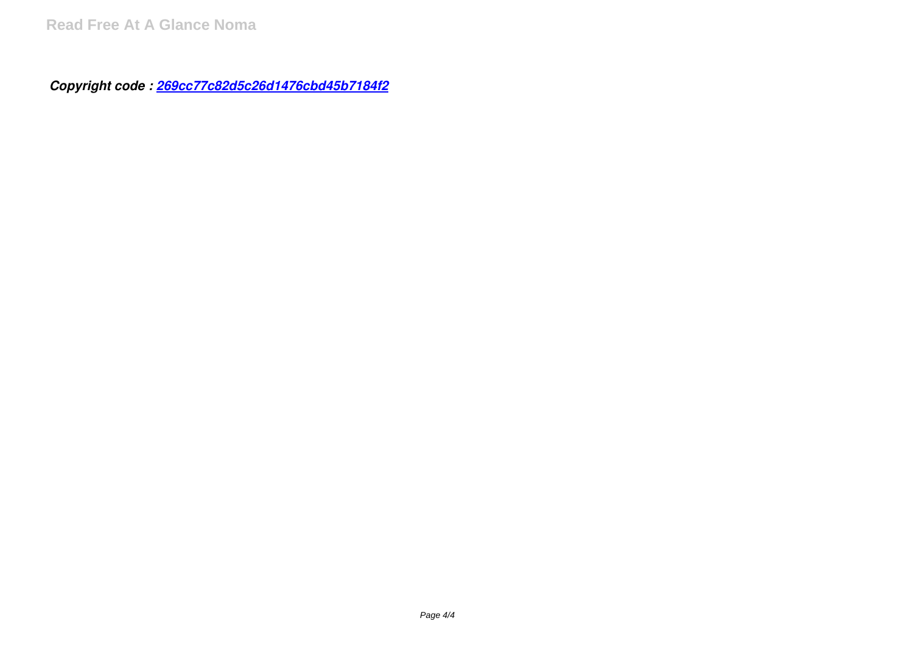***Copyright code : [269cc77c82d5c26d1476cbd45b7184f2]***